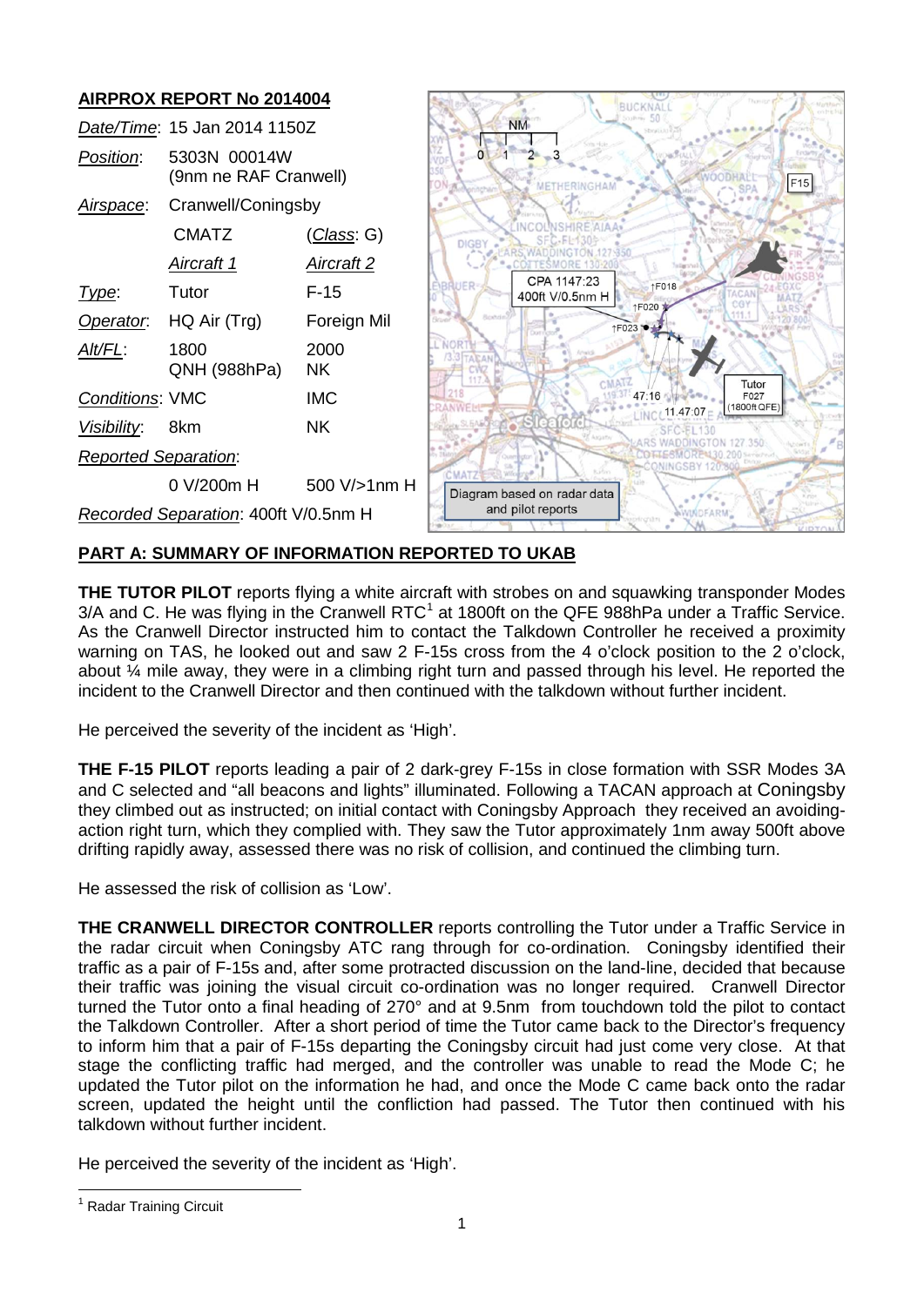## AIRPROX REPORT No 2014004

| | | |
|---|---|---|
| *Date/Time*: | 15 Jan 2014 1150Z | |
| *Position*: | 5303N 00014W (9nm ne RAF Cranwell) | |
| *Airspace*: | Cranwell/Coningsby | |
| | CMATZ | (*Class*: G) |
| | *Aircraft 1* | *Aircraft 2* |
| *Type*: | Tutor | F-15 |
| *Operator*: | HQ Air (Trg) | Foreign Mil |
| *Alt/FL*: | 1800 QNH (988hPa) | 2000 NK |
| *Conditions*: | VMC | IMC |
| *Visibility*: | 8km | NK |
| *Reported Separation*: | | |
| | 0 V/200m H | 500 V/>1nm H |
| *Recorded Separation*: | 400ft V/0.5nm H | |

Diagram based on radar data and pilot reports

## PART A: SUMMARY OF INFORMATION REPORTED TO UKAB

**THE TUTOR PILOT** reports flying a white aircraft with strobes on and squawking transponder Modes 3/A and C. He was flying in the Cranwell RTC[1] at 1800ft on the QFE 988hPa under a Traffic Service. As the Cranwell Director instructed him to contact the Talkdown Controller he received a proximity warning on TAS, he looked out and saw 2 F-15s cross from the 4 o'clock position to the 2 o'clock, about ¼ mile away, they were in a climbing right turn and passed through his level. He reported the incident to the Cranwell Director and then continued with the talkdown without further incident.

He perceived the severity of the incident as 'High'.

**THE F-15 PILOT** reports leading a pair of 2 dark-grey F-15s in close formation with SSR Modes 3A and C selected and "all beacons and lights" illuminated. Following a TACAN approach at Coningsby they climbed out as instructed; on initial contact with Coningsby Approach they received an avoiding-action right turn, which they complied with. They saw the Tutor approximately 1nm away 500ft above drifting rapidly away, assessed there was no risk of collision, and continued the climbing turn.

He assessed the risk of collision as 'Low'.

**THE CRANWELL DIRECTOR CONTROLLER** reports controlling the Tutor under a Traffic Service in the radar circuit when Coningsby ATC rang through for co-ordination. Coningsby identified their traffic as a pair of F-15s and, after some protracted discussion on the land-line, decided that because their traffic was joining the visual circuit co-ordination was no longer required. Cranwell Director turned the Tutor onto a final heading of 270° and at 9.5nm from touchdown told the pilot to contact the Talkdown Controller. After a short period of time the Tutor came back to the Director's frequency to inform him that a pair of F-15s departing the Coningsby circuit had just come very close. At that stage the conflicting traffic had merged, and the controller was unable to read the Mode C; he updated the Tutor pilot on the information he had, and once the Mode C came back onto the radar screen, updated the height until the confliction had passed. The Tutor then continued with his talkdown without further incident.

He perceived the severity of the incident as 'High'.

[1] Radar Training Circuit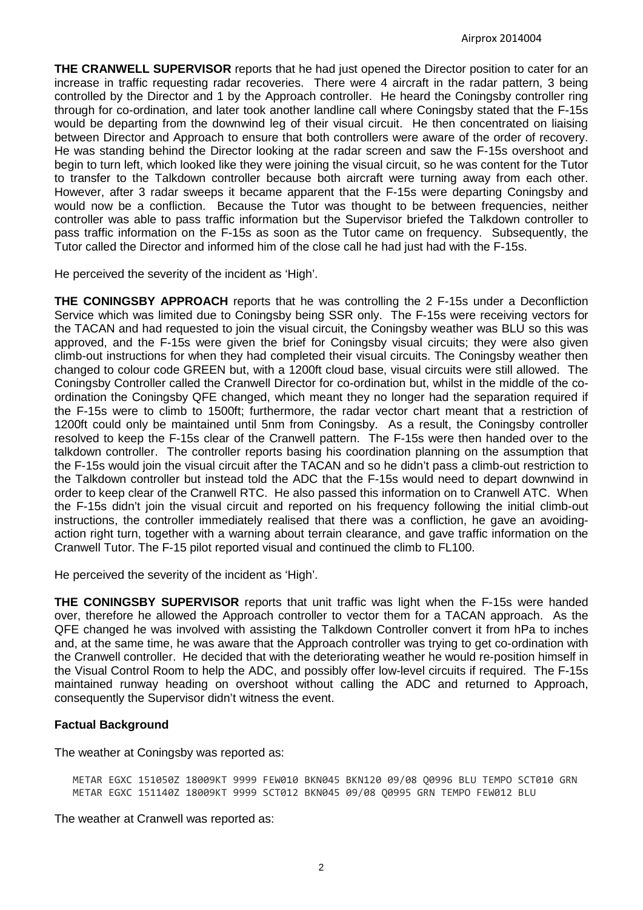**THE CRANWELL SUPERVISOR** reports that he had just opened the Director position to cater for an increase in traffic requesting radar recoveries. There were 4 aircraft in the radar pattern, 3 being controlled by the Director and 1 by the Approach controller. He heard the Coningsby controller ring through for co-ordination, and later took another landline call where Coningsby stated that the F-15s would be departing from the downwind leg of their visual circuit. He then concentrated on liaising between Director and Approach to ensure that both controllers were aware of the order of recovery. He was standing behind the Director looking at the radar screen and saw the F-15s overshoot and begin to turn left, which looked like they were joining the visual circuit, so he was content for the Tutor to transfer to the Talkdown controller because both aircraft were turning away from each other. However, after 3 radar sweeps it became apparent that the F-15s were departing Coningsby and would now be a confliction. Because the Tutor was thought to be between frequencies, neither controller was able to pass traffic information but the Supervisor briefed the Talkdown controller to pass traffic information on the F-15s as soon as the Tutor came on frequency. Subsequently, the Tutor called the Director and informed him of the close call he had just had with the F-15s.

He perceived the severity of the incident as 'High'.

**THE CONINGSBY APPROACH** reports that he was controlling the 2 F-15s under a Deconfliction Service which was limited due to Coningsby being SSR only. The F-15s were receiving vectors for the TACAN and had requested to join the visual circuit, the Coningsby weather was BLU so this was approved, and the F-15s were given the brief for Coningsby visual circuits; they were also given climb-out instructions for when they had completed their visual circuits. The Coningsby weather then changed to colour code GREEN but, with a 1200ft cloud base, visual circuits were still allowed. The Coningsby Controller called the Cranwell Director for co-ordination but, whilst in the middle of the co-ordination the Coningsby QFE changed, which meant they no longer had the separation required if the F-15s were to climb to 1500ft; furthermore, the radar vector chart meant that a restriction of 1200ft could only be maintained until 5nm from Coningsby. As a result, the Coningsby controller resolved to keep the F-15s clear of the Cranwell pattern. The F-15s were then handed over to the talkdown controller. The controller reports basing his coordination planning on the assumption that the F-15s would join the visual circuit after the TACAN and so he didn't pass a climb-out restriction to the Talkdown controller but instead told the ADC that the F-15s would need to depart downwind in order to keep clear of the Cranwell RTC. He also passed this information on to Cranwell ATC. When the F-15s didn't join the visual circuit and reported on his frequency following the initial climb-out instructions, the controller immediately realised that there was a confliction, he gave an avoiding-action right turn, together with a warning about terrain clearance, and gave traffic information on the Cranwell Tutor. The F-15 pilot reported visual and continued the climb to FL100.

He perceived the severity of the incident as 'High'.

**THE CONINGSBY SUPERVISOR** reports that unit traffic was light when the F-15s were handed over, therefore he allowed the Approach controller to vector them for a TACAN approach. As the QFE changed he was involved with assisting the Talkdown Controller convert it from hPa to inches and, at the same time, he was aware that the Approach controller was trying to get co-ordination with the Cranwell controller. He decided that with the deteriorating weather he would re-position himself in the Visual Control Room to help the ADC, and possibly offer low-level circuits if required. The F-15s maintained runway heading on overshoot without calling the ADC and returned to Approach, consequently the Supervisor didn't witness the event.

## Factual Background

The weather at Coningsby was reported as:

```
METAR EGXC 151050Z 18009KT 9999 FEW010 BKN045 BKN120 09/08 Q0996 BLU TEMPO SCT010 GRN
METAR EGXC 151140Z 18009KT 9999 SCT012 BKN045 09/08 Q0995 GRN TEMPO FEW012 BLU
```

The weather at Cranwell was reported as: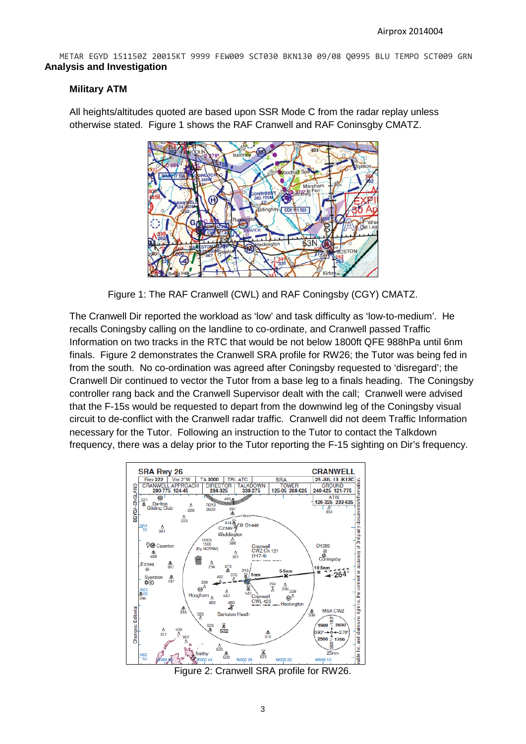METAR EGYD 151150Z 20015KT 9999 FEW009 SCT030 BKN130 09/08 Q0995 BLU TEMPO SCT009 GRN

## Analysis and Investigation

### Military ATM

All heights/altitudes quoted are based upon SSR Mode C from the radar replay unless otherwise stated. Figure 1 shows the RAF Cranwell and RAF Coningsby CMATZ.

Figure 1: The RAF Cranwell (CWL) and RAF Coningsby (CGY) CMATZ.

The Cranwell Dir reported the workload as 'low' and task difficulty as 'low-to-medium'. He recalls Coningsby calling on the landline to co-ordinate, and Cranwell passed Traffic Information on two tracks in the RTC that would be not below 1800ft QFE 988hPa until 6nm finals. Figure 2 demonstrates the Cranwell SRA profile for RW26; the Tutor was being fed in from the south. No co-ordination was agreed after Coningsby requested to 'disregard'; the Cranwell Dir continued to vector the Tutor from a base leg to a finals heading. The Coningsby controller rang back and the Cranwell Supervisor dealt with the call; Cranwell were advised that the F-15s would be requested to depart from the downwind leg of the Coningsby visual circuit to de-conflict with the Cranwell radar traffic. Cranwell did not deem Traffic Information necessary for the Tutor. Following an instruction to the Tutor to contact the Talkdown frequency, there was a delay prior to the Tutor reporting the F-15 sighting on Dir's frequency.

Figure 2: Cranwell SRA profile for RW26.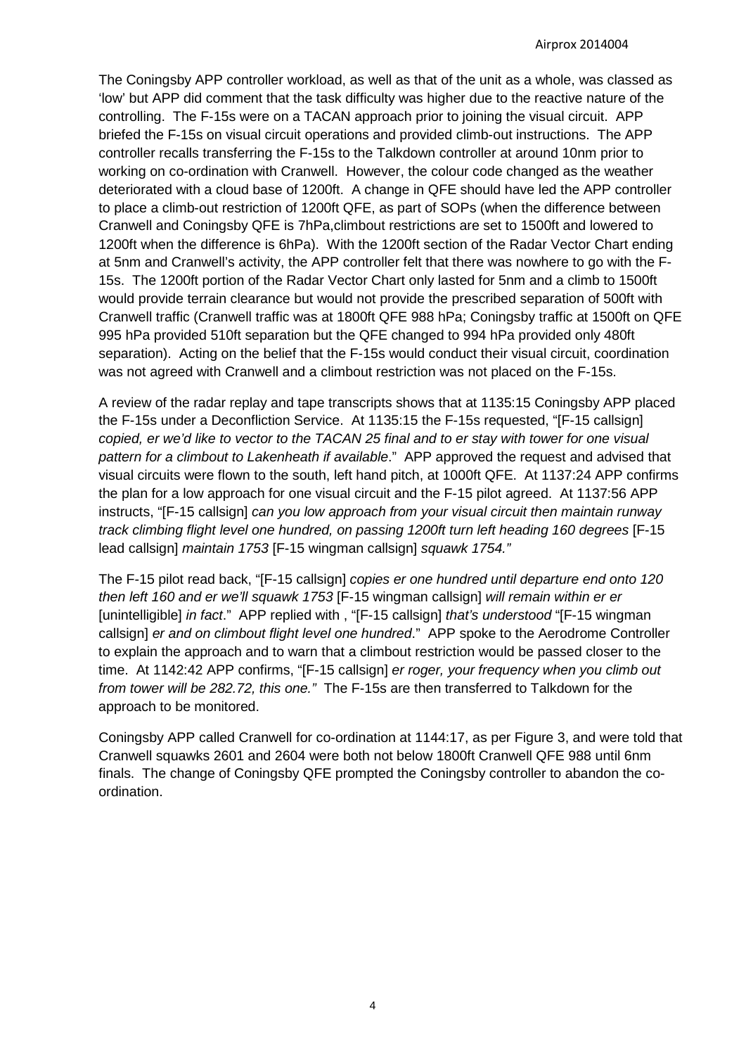The Coningsby APP controller workload, as well as that of the unit as a whole, was classed as 'low' but APP did comment that the task difficulty was higher due to the reactive nature of the controlling. The F-15s were on a TACAN approach prior to joining the visual circuit. APP briefed the F-15s on visual circuit operations and provided climb-out instructions. The APP controller recalls transferring the F-15s to the Talkdown controller at around 10nm prior to working on co-ordination with Cranwell. However, the colour code changed as the weather deteriorated with a cloud base of 1200ft. A change in QFE should have led the APP controller to place a climb-out restriction of 1200ft QFE, as part of SOPs (when the difference between Cranwell and Coningsby QFE is 7hPa,climbout restrictions are set to 1500ft and lowered to 1200ft when the difference is 6hPa). With the 1200ft section of the Radar Vector Chart ending at 5nm and Cranwell's activity, the APP controller felt that there was nowhere to go with the F-15s. The 1200ft portion of the Radar Vector Chart only lasted for 5nm and a climb to 1500ft would provide terrain clearance but would not provide the prescribed separation of 500ft with Cranwell traffic (Cranwell traffic was at 1800ft QFE 988 hPa; Coningsby traffic at 1500ft on QFE 995 hPa provided 510ft separation but the QFE changed to 994 hPa provided only 480ft separation). Acting on the belief that the F-15s would conduct their visual circuit, coordination was not agreed with Cranwell and a climbout restriction was not placed on the F-15s.

A review of the radar replay and tape transcripts shows that at 1135:15 Coningsby APP placed the F-15s under a Deconfliction Service. At 1135:15 the F-15s requested, "[F-15 callsign] *copied, er we'd like to vector to the TACAN 25 final and to er stay with tower for one visual pattern for a climbout to Lakenheath if available*." APP approved the request and advised that visual circuits were flown to the south, left hand pitch, at 1000ft QFE. At 1137:24 APP confirms the plan for a low approach for one visual circuit and the F-15 pilot agreed. At 1137:56 APP instructs, "[F-15 callsign] *can you low approach from your visual circuit then maintain runway track climbing flight level one hundred, on passing 1200ft turn left heading 160 degrees* [F-15 lead callsign] *maintain 1753* [F-15 wingman callsign] *squawk 1754."*

The F-15 pilot read back, "[F-15 callsign] *copies er one hundred until departure end onto 120 then left 160 and er we'll squawk 1753* [F-15 wingman callsign] *will remain within er er* [unintelligible] *in fact*." APP replied with , "[F-15 callsign] *that's understood* "[F-15 wingman callsign] *er and on climbout flight level one hundred*." APP spoke to the Aerodrome Controller to explain the approach and to warn that a climbout restriction would be passed closer to the time. At 1142:42 APP confirms, "[F-15 callsign] *er roger, your frequency when you climb out from tower will be 282.72, this one."* The F-15s are then transferred to Talkdown for the approach to be monitored.

Coningsby APP called Cranwell for co-ordination at 1144:17, as per Figure 3, and were told that Cranwell squawks 2601 and 2604 were both not below 1800ft Cranwell QFE 988 until 6nm finals. The change of Coningsby QFE prompted the Coningsby controller to abandon the co-ordination.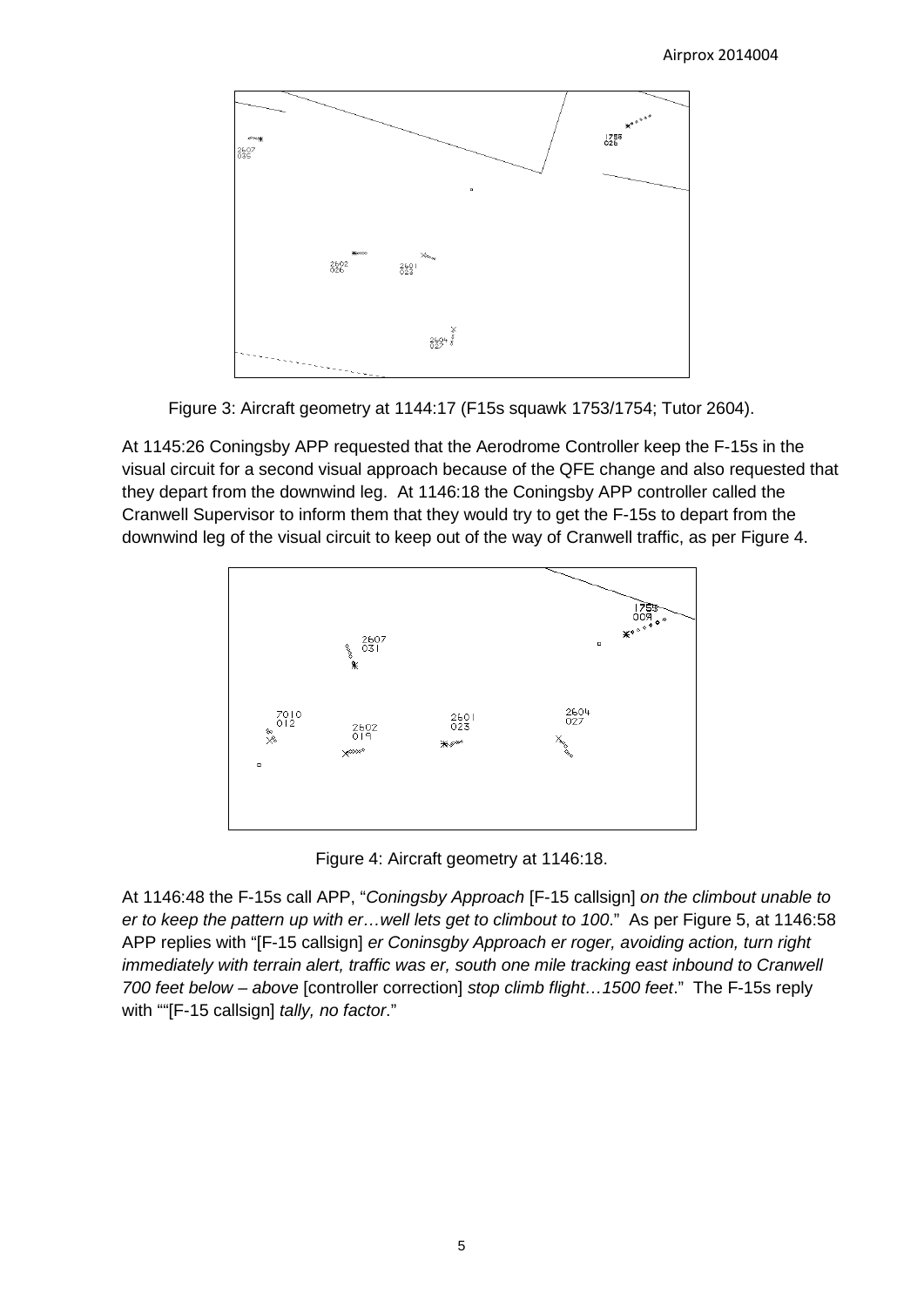Figure 3: Aircraft geometry at 1144:17 (F15s squawk 1753/1754; Tutor 2604).

At 1145:26 Coningsby APP requested that the Aerodrome Controller keep the F-15s in the visual circuit for a second visual approach because of the QFE change and also requested that they depart from the downwind leg. At 1146:18 the Coningsby APP controller called the Cranwell Supervisor to inform them that they would try to get the F-15s to depart from the downwind leg of the visual circuit to keep out of the way of Cranwell traffic, as per Figure 4.

Figure 4: Aircraft geometry at 1146:18.

At 1146:48 the F-15s call APP, "*Coningsby Approach* [F-15 callsign] *on the climbout unable to er to keep the pattern up with er…well lets get to climbout to 100*." As per Figure 5, at 1146:58 APP replies with "[F-15 callsign] *er Coninsgby Approach er roger, avoiding action, turn right immediately with terrain alert, traffic was er, south one mile tracking east inbound to Cranwell 700 feet below – above* [controller correction] *stop climb flight…1500 feet*." The F-15s reply with ""[F-15 callsign] *tally, no factor*."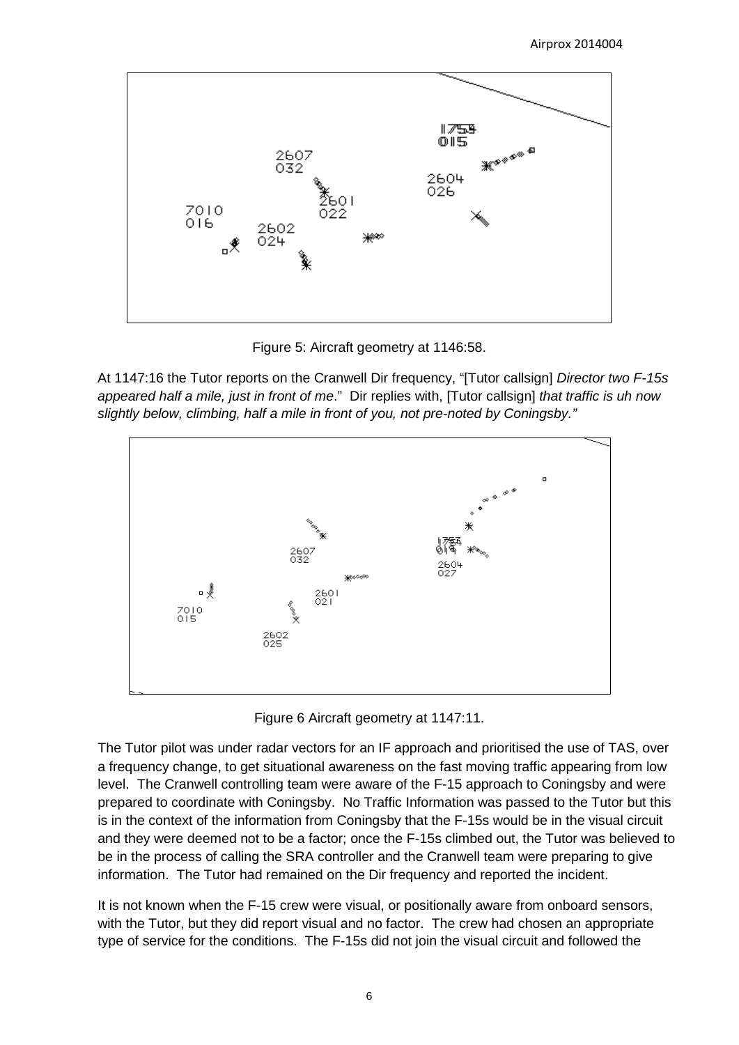Figure 5: Aircraft geometry at 1146:58.

At 1147:16 the Tutor reports on the Cranwell Dir frequency, "[Tutor callsign] *Director two F-15s appeared half a mile, just in front of me*." Dir replies with, [Tutor callsign] *that traffic is uh now slightly below, climbing, half a mile in front of you, not pre-noted by Coningsby."*

Figure 6 Aircraft geometry at 1147:11.

The Tutor pilot was under radar vectors for an IF approach and prioritised the use of TAS, over a frequency change, to get situational awareness on the fast moving traffic appearing from low level. The Cranwell controlling team were aware of the F-15 approach to Coningsby and were prepared to coordinate with Coningsby. No Traffic Information was passed to the Tutor but this is in the context of the information from Coningsby that the F-15s would be in the visual circuit and they were deemed not to be a factor; once the F-15s climbed out, the Tutor was believed to be in the process of calling the SRA controller and the Cranwell team were preparing to give information. The Tutor had remained on the Dir frequency and reported the incident.

It is not known when the F-15 crew were visual, or positionally aware from onboard sensors, with the Tutor, but they did report visual and no factor. The crew had chosen an appropriate type of service for the conditions. The F-15s did not join the visual circuit and followed the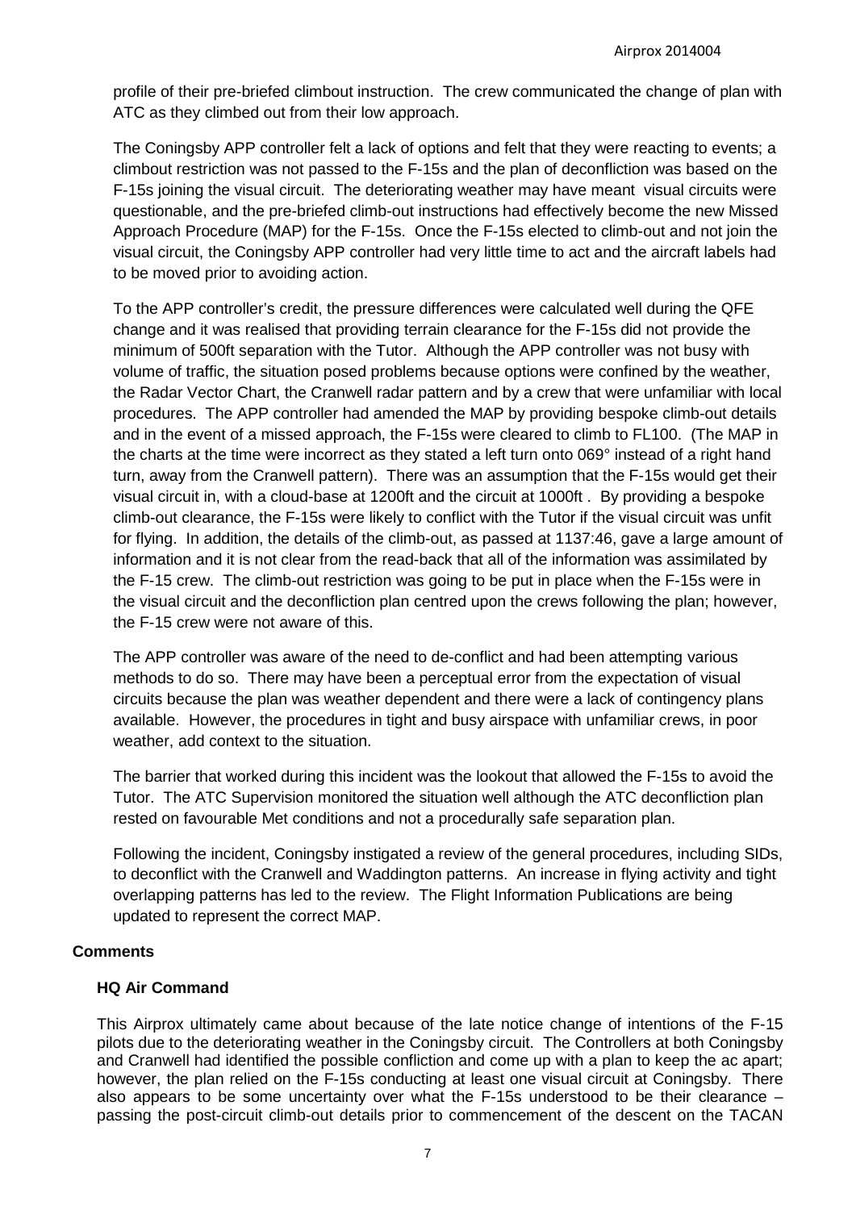profile of their pre-briefed climbout instruction. The crew communicated the change of plan with ATC as they climbed out from their low approach.

The Coningsby APP controller felt a lack of options and felt that they were reacting to events; a climbout restriction was not passed to the F-15s and the plan of deconfliction was based on the F-15s joining the visual circuit. The deteriorating weather may have meant visual circuits were questionable, and the pre-briefed climb-out instructions had effectively become the new Missed Approach Procedure (MAP) for the F-15s. Once the F-15s elected to climb-out and not join the visual circuit, the Coningsby APP controller had very little time to act and the aircraft labels had to be moved prior to avoiding action.

To the APP controller's credit, the pressure differences were calculated well during the QFE change and it was realised that providing terrain clearance for the F-15s did not provide the minimum of 500ft separation with the Tutor. Although the APP controller was not busy with volume of traffic, the situation posed problems because options were confined by the weather, the Radar Vector Chart, the Cranwell radar pattern and by a crew that were unfamiliar with local procedures. The APP controller had amended the MAP by providing bespoke climb-out details and in the event of a missed approach, the F-15s were cleared to climb to FL100. (The MAP in the charts at the time were incorrect as they stated a left turn onto 069° instead of a right hand turn, away from the Cranwell pattern). There was an assumption that the F-15s would get their visual circuit in, with a cloud-base at 1200ft and the circuit at 1000ft . By providing a bespoke climb-out clearance, the F-15s were likely to conflict with the Tutor if the visual circuit was unfit for flying. In addition, the details of the climb-out, as passed at 1137:46, gave a large amount of information and it is not clear from the read-back that all of the information was assimilated by the F-15 crew. The climb-out restriction was going to be put in place when the F-15s were in the visual circuit and the deconfliction plan centred upon the crews following the plan; however, the F-15 crew were not aware of this.

The APP controller was aware of the need to de-conflict and had been attempting various methods to do so. There may have been a perceptual error from the expectation of visual circuits because the plan was weather dependent and there were a lack of contingency plans available. However, the procedures in tight and busy airspace with unfamiliar crews, in poor weather, add context to the situation.

The barrier that worked during this incident was the lookout that allowed the F-15s to avoid the Tutor. The ATC Supervision monitored the situation well although the ATC deconfliction plan rested on favourable Met conditions and not a procedurally safe separation plan.

Following the incident, Coningsby instigated a review of the general procedures, including SIDs, to deconflict with the Cranwell and Waddington patterns. An increase in flying activity and tight overlapping patterns has led to the review. The Flight Information Publications are being updated to represent the correct MAP.

## Comments

### HQ Air Command

This Airprox ultimately came about because of the late notice change of intentions of the F-15 pilots due to the deteriorating weather in the Coningsby circuit. The Controllers at both Coningsby and Cranwell had identified the possible confliction and come up with a plan to keep the ac apart; however, the plan relied on the F-15s conducting at least one visual circuit at Coningsby. There also appears to be some uncertainty over what the F-15s understood to be their clearance – passing the post-circuit climb-out details prior to commencement of the descent on the TACAN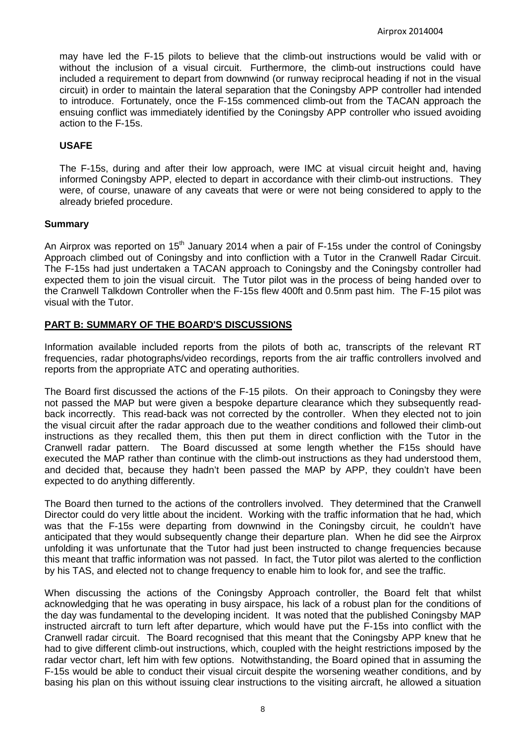may have led the F-15 pilots to believe that the climb-out instructions would be valid with or without the inclusion of a visual circuit. Furthermore, the climb-out instructions could have included a requirement to depart from downwind (or runway reciprocal heading if not in the visual circuit) in order to maintain the lateral separation that the Coningsby APP controller had intended to introduce. Fortunately, once the F-15s commenced climb-out from the TACAN approach the ensuing conflict was immediately identified by the Coningsby APP controller who issued avoiding action to the F-15s.

**USAFE**

The F-15s, during and after their low approach, were IMC at visual circuit height and, having informed Coningsby APP, elected to depart in accordance with their climb-out instructions. They were, of course, unaware of any caveats that were or were not being considered to apply to the already briefed procedure.

**Summary**

An Airprox was reported on 15th January 2014 when a pair of F-15s under the control of Coningsby Approach climbed out of Coningsby and into confliction with a Tutor in the Cranwell Radar Circuit. The F-15s had just undertaken a TACAN approach to Coningsby and the Coningsby controller had expected them to join the visual circuit. The Tutor pilot was in the process of being handed over to the Cranwell Talkdown Controller when the F-15s flew 400ft and 0.5nm past him. The F-15 pilot was visual with the Tutor.

## PART B: SUMMARY OF THE BOARD'S DISCUSSIONS

Information available included reports from the pilots of both ac, transcripts of the relevant RT frequencies, radar photographs/video recordings, reports from the air traffic controllers involved and reports from the appropriate ATC and operating authorities.

The Board first discussed the actions of the F-15 pilots. On their approach to Coningsby they were not passed the MAP but were given a bespoke departure clearance which they subsequently read-back incorrectly. This read-back was not corrected by the controller. When they elected not to join the visual circuit after the radar approach due to the weather conditions and followed their climb-out instructions as they recalled them, this then put them in direct confliction with the Tutor in the Cranwell radar pattern. The Board discussed at some length whether the F15s should have executed the MAP rather than continue with the climb-out instructions as they had understood them, and decided that, because they hadn't been passed the MAP by APP, they couldn't have been expected to do anything differently.

The Board then turned to the actions of the controllers involved. They determined that the Cranwell Director could do very little about the incident. Working with the traffic information that he had, which was that the F-15s were departing from downwind in the Coningsby circuit, he couldn't have anticipated that they would subsequently change their departure plan. When he did see the Airprox unfolding it was unfortunate that the Tutor had just been instructed to change frequencies because this meant that traffic information was not passed. In fact, the Tutor pilot was alerted to the confliction by his TAS, and elected not to change frequency to enable him to look for, and see the traffic.

When discussing the actions of the Coningsby Approach controller, the Board felt that whilst acknowledging that he was operating in busy airspace, his lack of a robust plan for the conditions of the day was fundamental to the developing incident. It was noted that the published Coningsby MAP instructed aircraft to turn left after departure, which would have put the F-15s into conflict with the Cranwell radar circuit. The Board recognised that this meant that the Coningsby APP knew that he had to give different climb-out instructions, which, coupled with the height restrictions imposed by the radar vector chart, left him with few options. Notwithstanding, the Board opined that in assuming the F-15s would be able to conduct their visual circuit despite the worsening weather conditions, and by basing his plan on this without issuing clear instructions to the visiting aircraft, he allowed a situation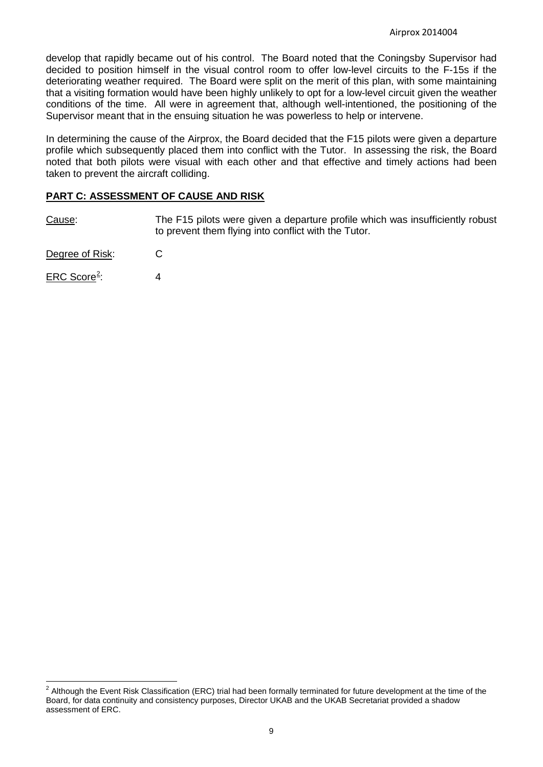develop that rapidly became out of his control. The Board noted that the Coningsby Supervisor had decided to position himself in the visual control room to offer low-level circuits to the F-15s if the deteriorating weather required. The Board were split on the merit of this plan, with some maintaining that a visiting formation would have been highly unlikely to opt for a low-level circuit given the weather conditions of the time. All were in agreement that, although well-intentioned, the positioning of the Supervisor meant that in the ensuing situation he was powerless to help or intervene.

In determining the cause of the Airprox, the Board decided that the F15 pilots were given a departure profile which subsequently placed them into conflict with the Tutor. In assessing the risk, the Board noted that both pilots were visual with each other and that effective and timely actions had been taken to prevent the aircraft colliding.

## PART C: ASSESSMENT OF CAUSE AND RISK

Cause: The F15 pilots were given a departure profile which was insufficiently robust to prevent them flying into conflict with the Tutor.

Degree of Risk: C

ERC Score[2]: 4

[2] Although the Event Risk Classification (ERC) trial had been formally terminated for future development at the time of the Board, for data continuity and consistency purposes, Director UKAB and the UKAB Secretariat provided a shadow assessment of ERC.